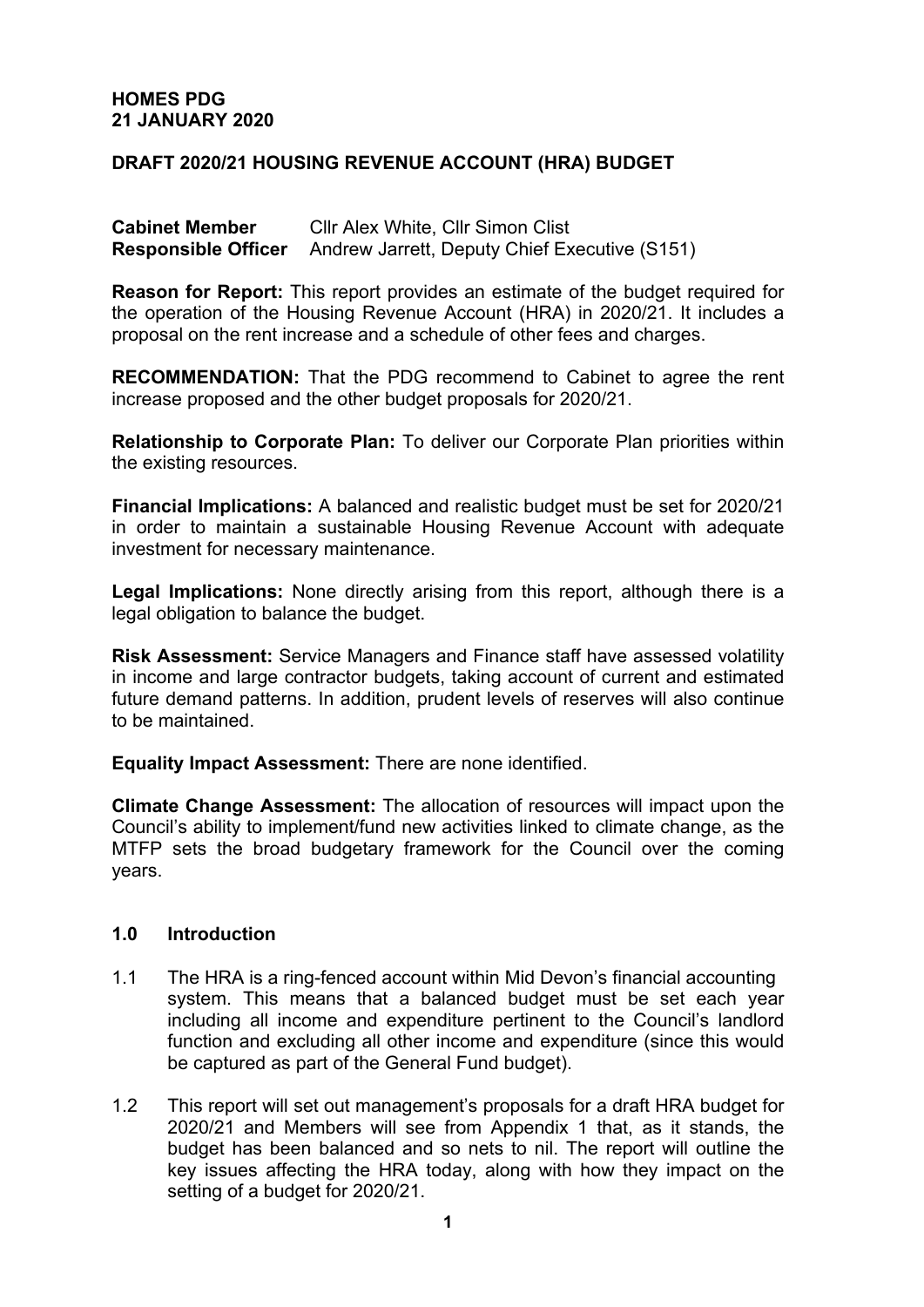**HOMES PDG**
**21 JANUARY 2020**

**DRAFT 2020/21 HOUSING REVENUE ACCOUNT (HRA) BUDGET**

**Cabinet Member** Cllr Alex White, Cllr Simon Clist
**Responsible Officer** Andrew Jarrett, Deputy Chief Executive (S151)

**Reason for Report:** This report provides an estimate of the budget required for the operation of the Housing Revenue Account (HRA) in 2020/21. It includes a proposal on the rent increase and a schedule of other fees and charges.

**RECOMMENDATION:** That the PDG recommend to Cabinet to agree the rent increase proposed and the other budget proposals for 2020/21.

**Relationship to Corporate Plan:** To deliver our Corporate Plan priorities within the existing resources.

**Financial Implications:** A balanced and realistic budget must be set for 2020/21 in order to maintain a sustainable Housing Revenue Account with adequate investment for necessary maintenance.

**Legal Implications:** None directly arising from this report, although there is a legal obligation to balance the budget.

**Risk Assessment:** Service Managers and Finance staff have assessed volatility in income and large contractor budgets, taking account of current and estimated future demand patterns. In addition, prudent levels of reserves will also continue to be maintained.

**Equality Impact Assessment:** There are none identified.

**Climate Change Assessment:** The allocation of resources will impact upon the Council's ability to implement/fund new activities linked to climate change, as the MTFP sets the broad budgetary framework for the Council over the coming years.

## 1.0 Introduction

1.1 The HRA is a ring-fenced account within Mid Devon's financial accounting system. This means that a balanced budget must be set each year including all income and expenditure pertinent to the Council's landlord function and excluding all other income and expenditure (since this would be captured as part of the General Fund budget).

1.2 This report will set out management's proposals for a draft HRA budget for 2020/21 and Members will see from Appendix 1 that, as it stands, the budget has been balanced and so nets to nil. The report will outline the key issues affecting the HRA today, along with how they impact on the setting of a budget for 2020/21.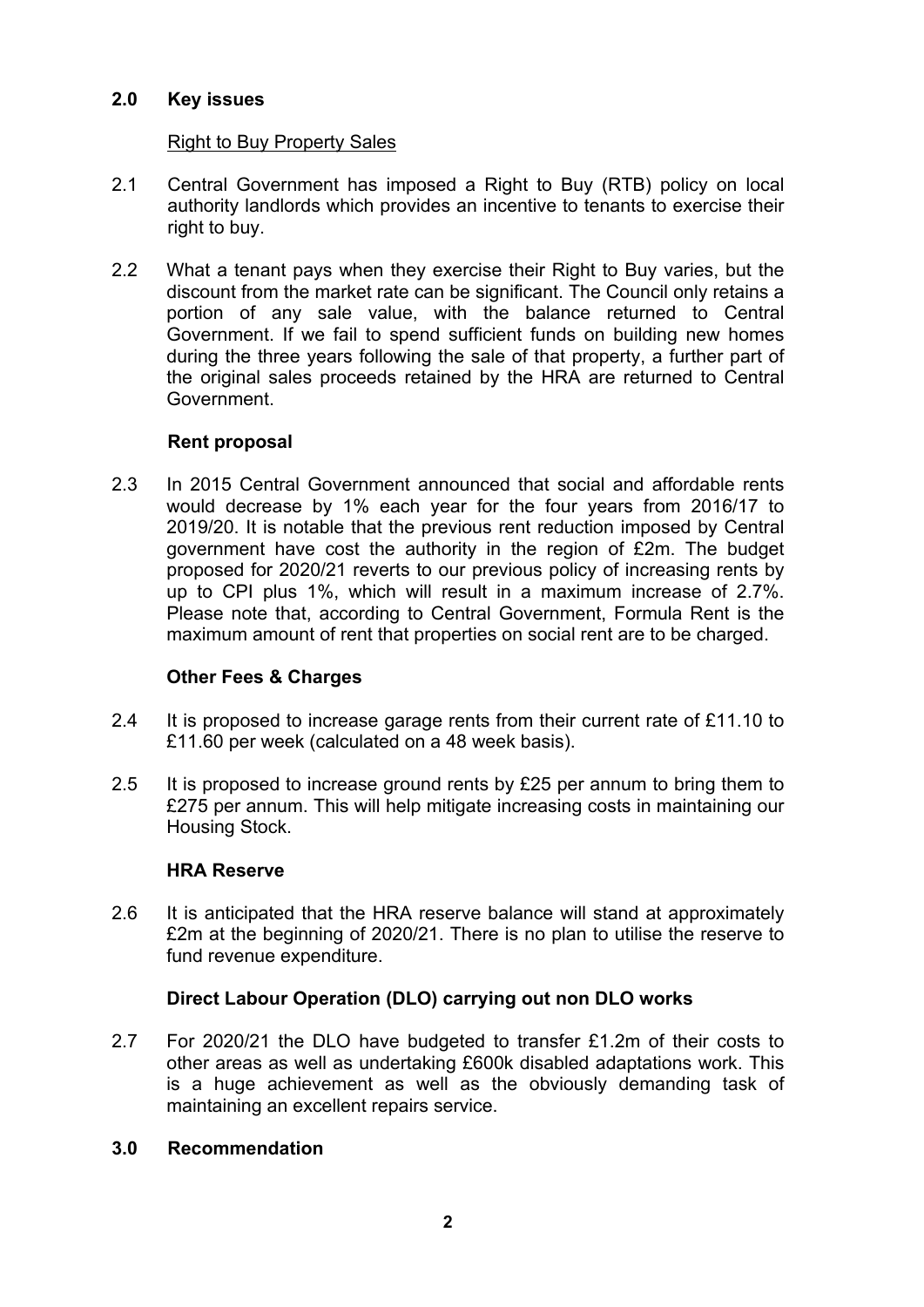## 2.0 Key issues

Right to Buy Property Sales

2.1 Central Government has imposed a Right to Buy (RTB) policy on local authority landlords which provides an incentive to tenants to exercise their right to buy.

2.2 What a tenant pays when they exercise their Right to Buy varies, but the discount from the market rate can be significant. The Council only retains a portion of any sale value, with the balance returned to Central Government. If we fail to spend sufficient funds on building new homes during the three years following the sale of that property, a further part of the original sales proceeds retained by the HRA are returned to Central Government.

**Rent proposal**

2.3 In 2015 Central Government announced that social and affordable rents would decrease by 1% each year for the four years from 2016/17 to 2019/20. It is notable that the previous rent reduction imposed by Central government have cost the authority in the region of £2m. The budget proposed for 2020/21 reverts to our previous policy of increasing rents by up to CPI plus 1%, which will result in a maximum increase of 2.7%. Please note that, according to Central Government, Formula Rent is the maximum amount of rent that properties on social rent are to be charged.

**Other Fees & Charges**

2.4 It is proposed to increase garage rents from their current rate of £11.10 to £11.60 per week (calculated on a 48 week basis).

2.5 It is proposed to increase ground rents by £25 per annum to bring them to £275 per annum. This will help mitigate increasing costs in maintaining our Housing Stock.

**HRA Reserve**

2.6 It is anticipated that the HRA reserve balance will stand at approximately £2m at the beginning of 2020/21. There is no plan to utilise the reserve to fund revenue expenditure.

**Direct Labour Operation (DLO) carrying out non DLO works**

2.7 For 2020/21 the DLO have budgeted to transfer £1.2m of their costs to other areas as well as undertaking £600k disabled adaptations work. This is a huge achievement as well as the obviously demanding task of maintaining an excellent repairs service.

## 3.0 Recommendation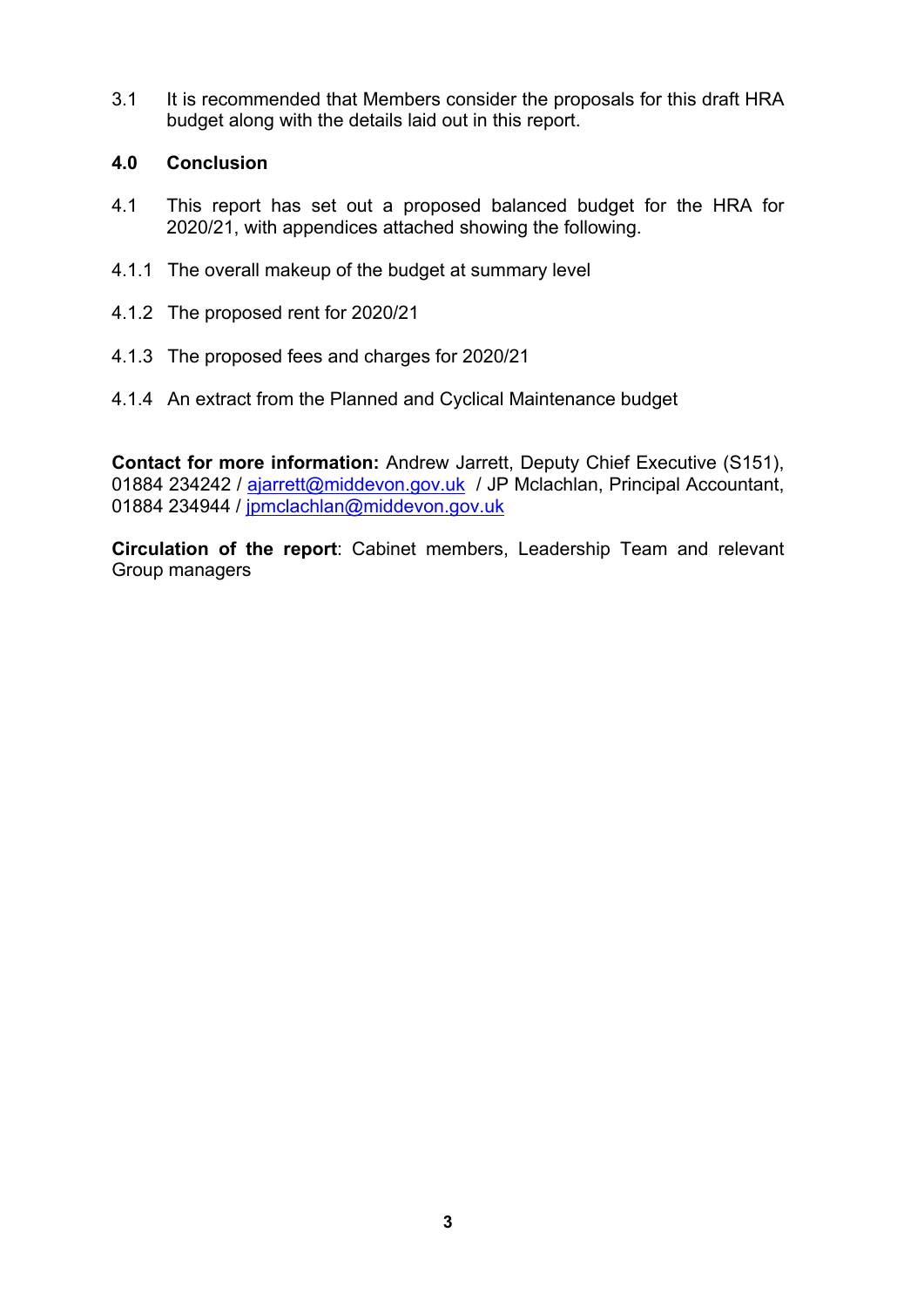3.1 It is recommended that Members consider the proposals for this draft HRA budget along with the details laid out in this report.

## 4.0 Conclusion

4.1 This report has set out a proposed balanced budget for the HRA for 2020/21, with appendices attached showing the following.

4.1.1 The overall makeup of the budget at summary level

4.1.2 The proposed rent for 2020/21

4.1.3 The proposed fees and charges for 2020/21

4.1.4 An extract from the Planned and Cyclical Maintenance budget

**Contact for more information:** Andrew Jarrett, Deputy Chief Executive (S151), 01884 234242 / ajarrett@middevon.gov.uk / JP Mclachlan, Principal Accountant, 01884 234944 / jpmclachlan@middevon.gov.uk

**Circulation of the report**: Cabinet members, Leadership Team and relevant Group managers